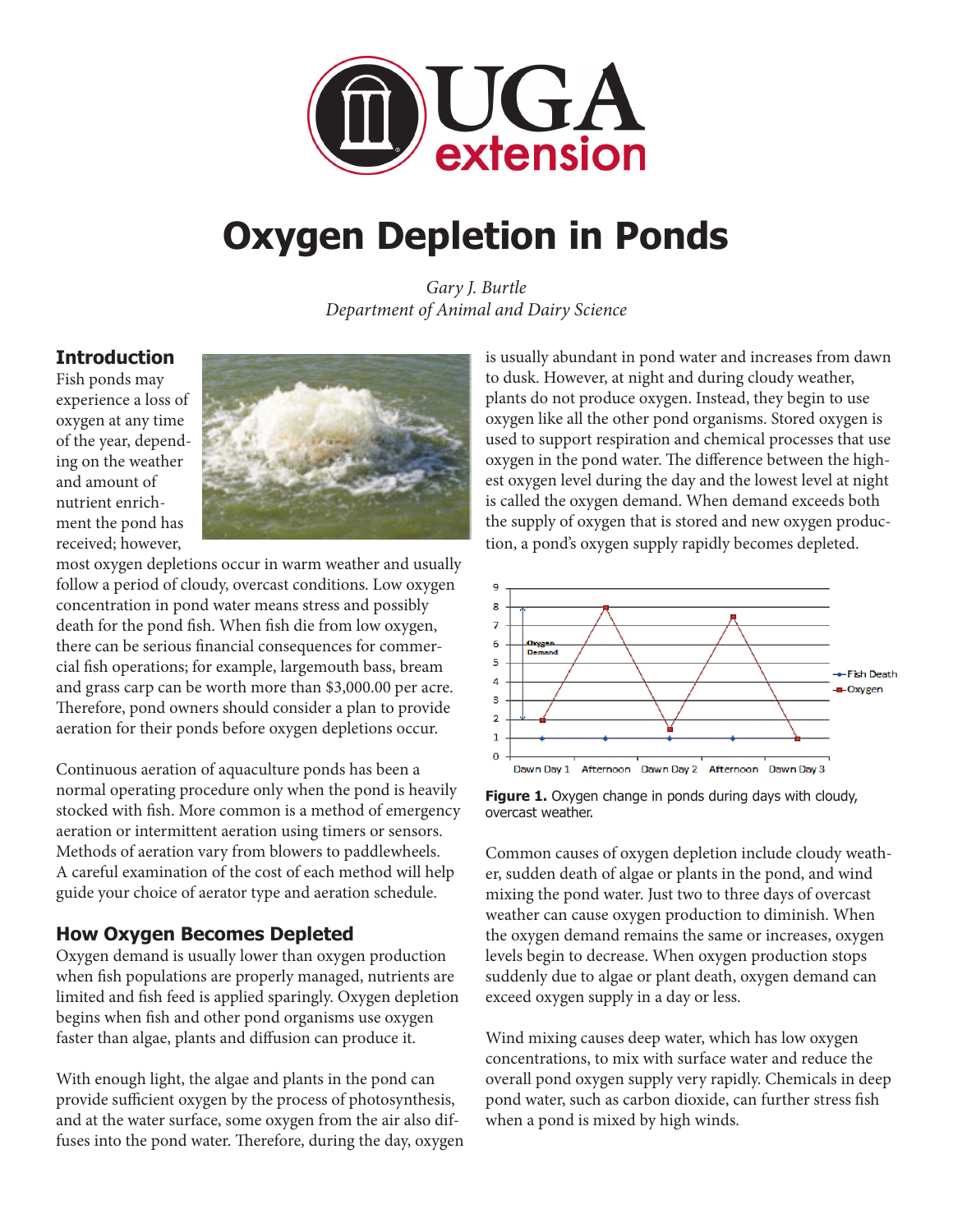# Oxygen Depletion in Ponds

*Gary J. Burtle*
*Department of Animal and Dairy Science*

## Introduction

Fish ponds may experience a loss of oxygen at any time of the year, depending on the weather and amount of nutrient enrichment the pond has received; however, most oxygen depletions occur in warm weather and usually follow a period of cloudy, overcast conditions. Low oxygen concentration in pond water means stress and possibly death for the pond fish. When fish die from low oxygen, there can be serious financial consequences for commercial fish operations; for example, largemouth bass, bream and grass carp can be worth more than $3,000.00 per acre. Therefore, pond owners should consider a plan to provide aeration for their ponds before oxygen depletions occur.

Continuous aeration of aquaculture ponds has been a normal operating procedure only when the pond is heavily stocked with fish. More common is a method of emergency aeration or intermittent aeration using timers or sensors. Methods of aeration vary from blowers to paddlewheels. A careful examination of the cost of each method will help guide your choice of aerator type and aeration schedule.

## How Oxygen Becomes Depleted

Oxygen demand is usually lower than oxygen production when fish populations are properly managed, nutrients are limited and fish feed is applied sparingly. Oxygen depletion begins when fish and other pond organisms use oxygen faster than algae, plants and diffusion can produce it.

With enough light, the algae and plants in the pond can provide sufficient oxygen by the process of photosynthesis, and at the water surface, some oxygen from the air also diffuses into the pond water. Therefore, during the day, oxygen is usually abundant in pond water and increases from dawn to dusk. However, at night and during cloudy weather, plants do not produce oxygen. Instead, they begin to use oxygen like all the other pond organisms. Stored oxygen is used to support respiration and chemical processes that use oxygen in the pond water. The difference between the highest oxygen level during the day and the lowest level at night is called the oxygen demand. When demand exceeds both the supply of oxygen that is stored and new oxygen production, a pond's oxygen supply rapidly becomes depleted.

9
8
7
6
5
4
3
2
1
0

Oxygen Demand

Dawn Day 1 Afternoon Dawn Day 2 Afternoon Dawn Day 3

Fish Death
Oxygen

**Figure 1.** Oxygen change in ponds during days with cloudy, overcast weather.

Common causes of oxygen depletion include cloudy weather, sudden death of algae or plants in the pond, and wind mixing the pond water. Just two to three days of overcast weather can cause oxygen production to diminish. When the oxygen demand remains the same or increases, oxygen levels begin to decrease. When oxygen production stops suddenly due to algae or plant death, oxygen demand can exceed oxygen supply in a day or less.

Wind mixing causes deep water, which has low oxygen concentrations, to mix with surface water and reduce the overall pond oxygen supply very rapidly. Chemicals in deep pond water, such as carbon dioxide, can further stress fish when a pond is mixed by high winds.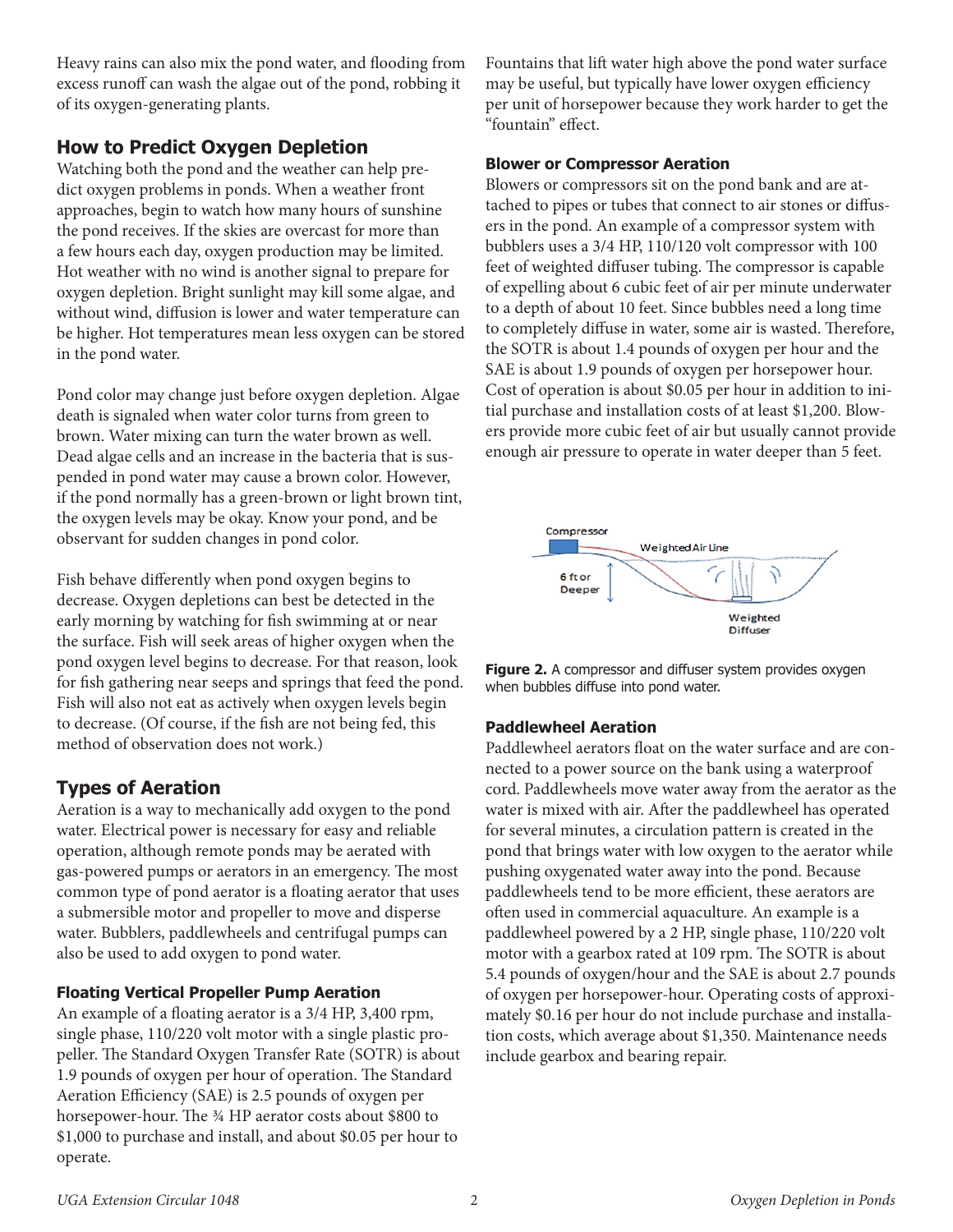Heavy rains can also mix the pond water, and flooding from excess runoff can wash the algae out of the pond, robbing it of its oxygen-generating plants.

## How to Predict Oxygen Depletion

Watching both the pond and the weather can help predict oxygen problems in ponds. When a weather front approaches, begin to watch how many hours of sunshine the pond receives. If the skies are overcast for more than a few hours each day, oxygen production may be limited. Hot weather with no wind is another signal to prepare for oxygen depletion. Bright sunlight may kill some algae, and without wind, diffusion is lower and water temperature can be higher. Hot temperatures mean less oxygen can be stored in the pond water.

Pond color may change just before oxygen depletion. Algae death is signaled when water color turns from green to brown. Water mixing can turn the water brown as well. Dead algae cells and an increase in the bacteria that is suspended in pond water may cause a brown color. However, if the pond normally has a green-brown or light brown tint, the oxygen levels may be okay. Know your pond, and be observant for sudden changes in pond color.

Fish behave differently when pond oxygen begins to decrease. Oxygen depletions can best be detected in the early morning by watching for fish swimming at or near the surface. Fish will seek areas of higher oxygen when the pond oxygen level begins to decrease. For that reason, look for fish gathering near seeps and springs that feed the pond. Fish will also not eat as actively when oxygen levels begin to decrease. (Of course, if the fish are not being fed, this method of observation does not work.)

## Types of Aeration

Aeration is a way to mechanically add oxygen to the pond water. Electrical power is necessary for easy and reliable operation, although remote ponds may be aerated with gas-powered pumps or aerators in an emergency. The most common type of pond aerator is a floating aerator that uses a submersible motor and propeller to move and disperse water. Bubblers, paddlewheels and centrifugal pumps can also be used to add oxygen to pond water.

### Floating Vertical Propeller Pump Aeration

An example of a floating aerator is a 3/4 HP, 3,400 rpm, single phase, 110/220 volt motor with a single plastic propeller. The Standard Oxygen Transfer Rate (SOTR) is about 1.9 pounds of oxygen per hour of operation. The Standard Aeration Efficiency (SAE) is 2.5 pounds of oxygen per horsepower-hour. The ¾ HP aerator costs about $800 to $1,000 to purchase and install, and about $0.05 per hour to operate.

Fountains that lift water high above the pond water surface may be useful, but typically have lower oxygen efficiency per unit of horsepower because they work harder to get the "fountain" effect.

### Blower or Compressor Aeration

Blowers or compressors sit on the pond bank and are attached to pipes or tubes that connect to air stones or diffusers in the pond. An example of a compressor system with bubblers uses a 3/4 HP, 110/120 volt compressor with 100 feet of weighted diffuser tubing. The compressor is capable of expelling about 6 cubic feet of air per minute underwater to a depth of about 10 feet. Since bubbles need a long time to completely diffuse in water, some air is wasted. Therefore, the SOTR is about 1.4 pounds of oxygen per hour and the SAE is about 1.9 pounds of oxygen per horsepower hour. Cost of operation is about $0.05 per hour in addition to initial purchase and installation costs of at least $1,200. Blowers provide more cubic feet of air but usually cannot provide enough air pressure to operate in water deeper than 5 feet.

Compressor

Weighted Air Line

6 ft or Deeper

Weighted Diffuser

**Figure 2.** A compressor and diffuser system provides oxygen when bubbles diffuse into pond water.

### Paddlewheel Aeration

Paddlewheel aerators float on the water surface and are connected to a power source on the bank using a waterproof cord. Paddlewheels move water away from the aerator as the water is mixed with air. After the paddlewheel has operated for several minutes, a circulation pattern is created in the pond that brings water with low oxygen to the aerator while pushing oxygenated water away into the pond. Because paddlewheels tend to be more efficient, these aerators are often used in commercial aquaculture. An example is a paddlewheel powered by a 2 HP, single phase, 110/220 volt motor with a gearbox rated at 109 rpm. The SOTR is about 5.4 pounds of oxygen/hour and the SAE is about 2.7 pounds of oxygen per horsepower-hour. Operating costs of approximately $0.16 per hour do not include purchase and installation costs, which average about $1,350. Maintenance needs include gearbox and bearing repair.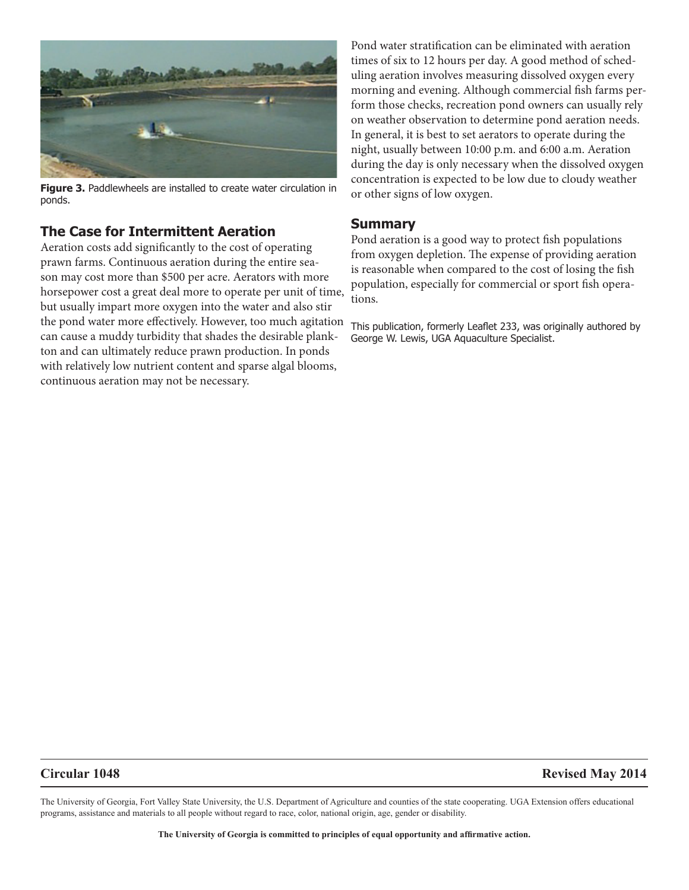Figure 3. Paddlewheels are installed to create water circulation in ponds.

## The Case for Intermittent Aeration

Aeration costs add significantly to the cost of operating prawn farms. Continuous aeration during the entire season may cost more than $500 per acre. Aerators with more horsepower cost a great deal more to operate per unit of time, but usually impart more oxygen into the water and also stir the pond water more effectively. However, too much agitation can cause a muddy turbidity that shades the desirable plankton and can ultimately reduce prawn production. In ponds with relatively low nutrient content and sparse algal blooms, continuous aeration may not be necessary.

Pond water stratification can be eliminated with aeration times of six to 12 hours per day. A good method of scheduling aeration involves measuring dissolved oxygen every morning and evening. Although commercial fish farms perform those checks, recreation pond owners can usually rely on weather observation to determine pond aeration needs. In general, it is best to set aerators to operate during the night, usually between 10:00 p.m. and 6:00 a.m. Aeration during the day is only necessary when the dissolved oxygen concentration is expected to be low due to cloudy weather or other signs of low oxygen.

## Summary

Pond aeration is a good way to protect fish populations from oxygen depletion. The expense of providing aeration is reasonable when compared to the cost of losing the fish population, especially for commercial or sport fish operations.

This publication, formerly Leaflet 233, was originally authored by George W. Lewis, UGA Aquaculture Specialist.

**Circular 1048** **Revised May 2014**

The University of Georgia, Fort Valley State University, the U.S. Department of Agriculture and counties of the state cooperating. UGA Extension offers educational programs, assistance and materials to all people without regard to race, color, national origin, age, gender or disability.

**The University of Georgia is committed to principles of equal opportunity and affirmative action.**